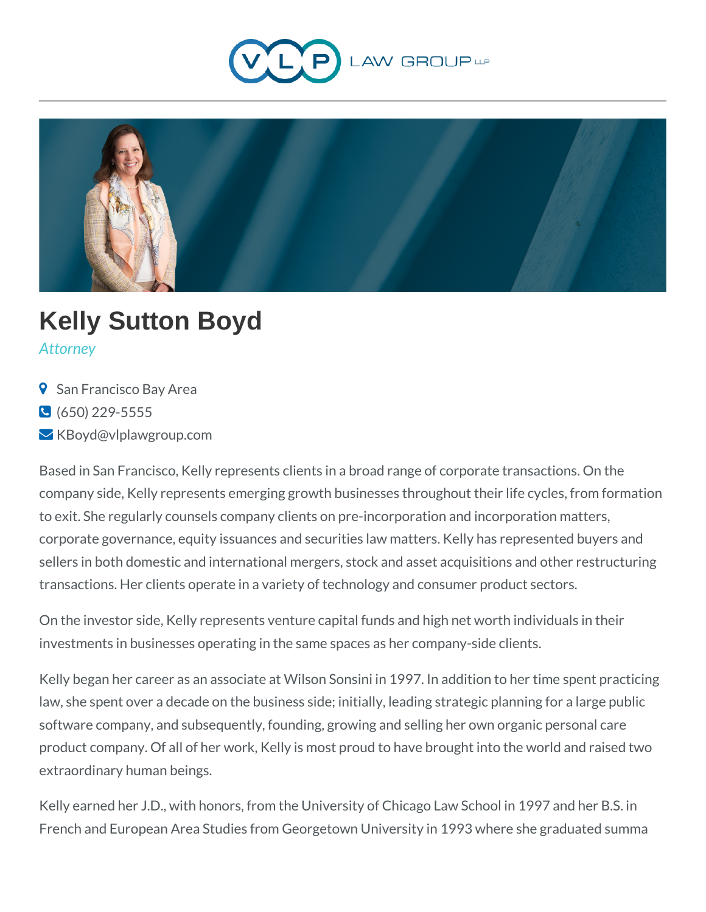VLP LAW GROUP LLP

# Kelly Sutton Boyd

*Attorney*

- San Francisco Bay Area
- (650) 229-5555
- KBoyd@vlplawgroup.com

Based in San Francisco, Kelly represents clients in a broad range of corporate transactions. On the company side, Kelly represents emerging growth businesses throughout their life cycles, from formation to exit. She regularly counsels company clients on pre-incorporation and incorporation matters, corporate governance, equity issuances and securities law matters. Kelly has represented buyers and sellers in both domestic and international mergers, stock and asset acquisitions and other restructuring transactions. Her clients operate in a variety of technology and consumer product sectors.

On the investor side, Kelly represents venture capital funds and high net worth individuals in their investments in businesses operating in the same spaces as her company-side clients.

Kelly began her career as an associate at Wilson Sonsini in 1997. In addition to her time spent practicing law, she spent over a decade on the business side; initially, leading strategic planning for a large public software company, and subsequently, founding, growing and selling her own organic personal care product company. Of all of her work, Kelly is most proud to have brought into the world and raised two extraordinary human beings.

Kelly earned her J.D., with honors, from the University of Chicago Law School in 1997 and her B.S. in French and European Area Studies from Georgetown University in 1993 where she graduated summa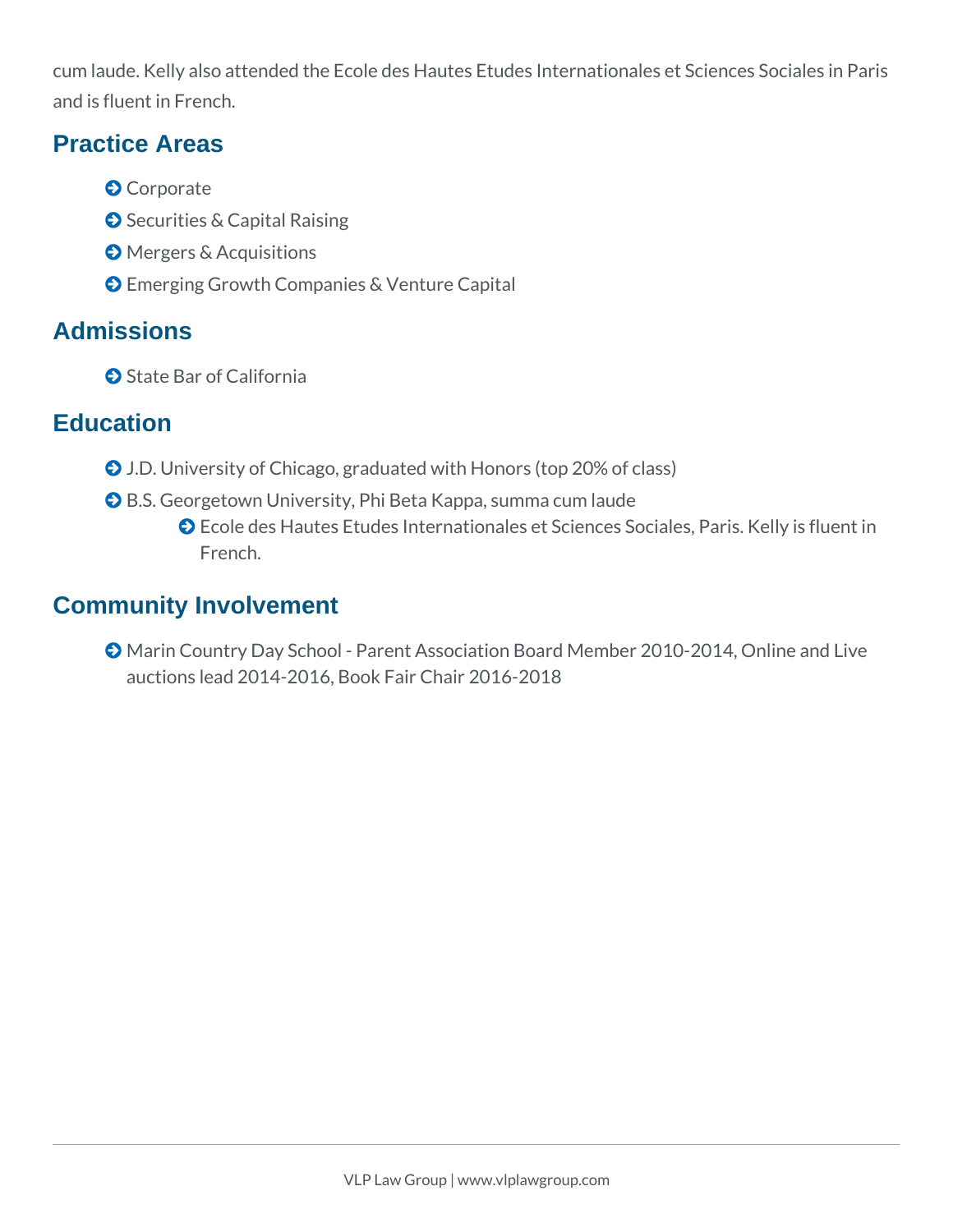cum laude. Kelly also attended the Ecole des Hautes Etudes Internationales et Sciences Sociales in Paris and is fluent in French.

## Practice Areas

- Corporate
- Securities & Capital Raising
- Mergers & Acquisitions
- Emerging Growth Companies & Venture Capital

## Admissions

- State Bar of California

## Education

- J.D. University of Chicago, graduated with Honors (top 20% of class)
- B.S. Georgetown University, Phi Beta Kappa, summa cum laude
  - Ecole des Hautes Etudes Internationales et Sciences Sociales, Paris. Kelly is fluent in French.

## Community Involvement

- Marin Country Day School - Parent Association Board Member 2010-2014, Online and Live auctions lead 2014-2016, Book Fair Chair 2016-2018